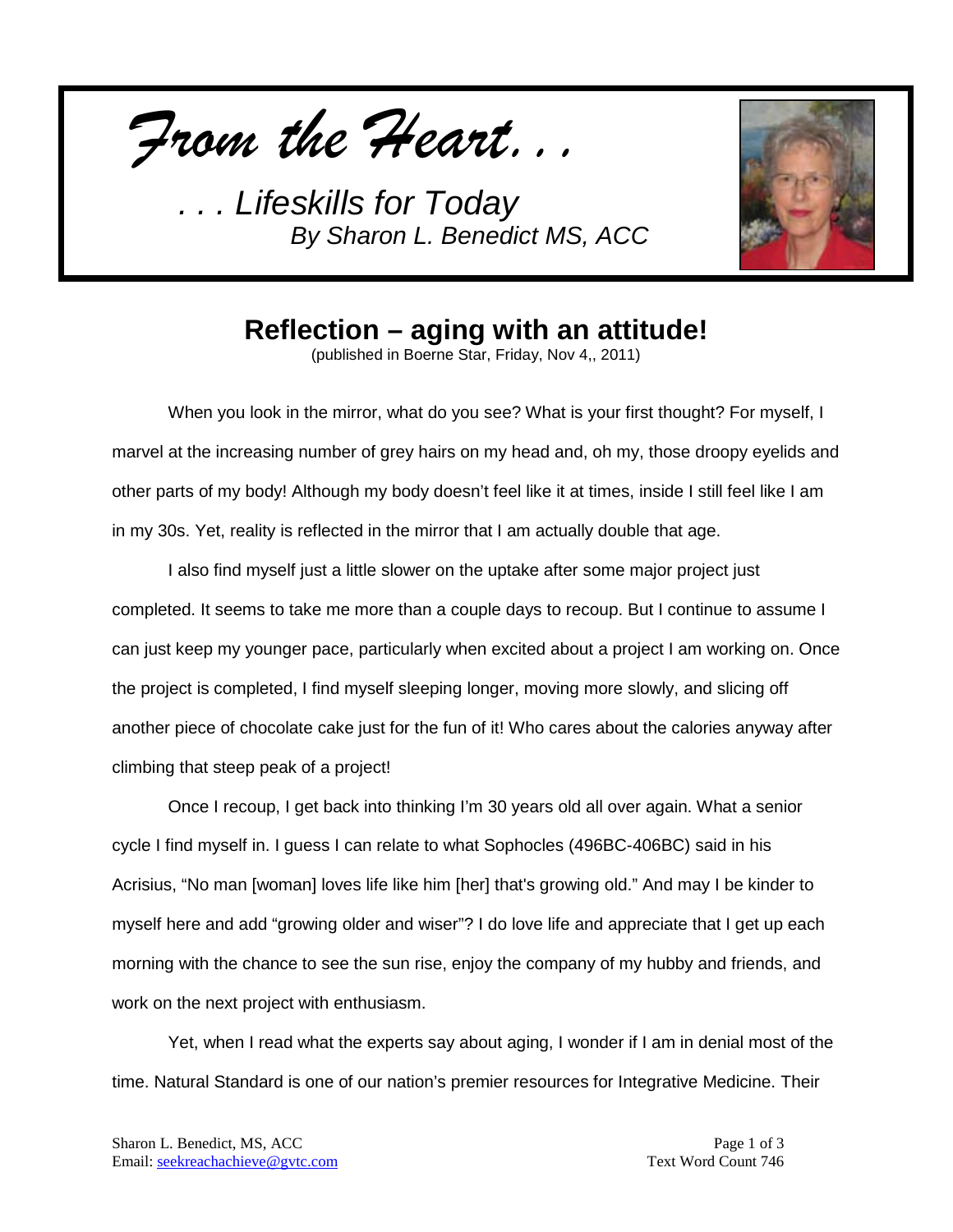*From the Heart. . .*

*. . . Lifeskills for Today*
*By Sharon L. Benedict MS, ACC*

# Reflection – aging with an attitude!

(published in Boerne Star, Friday, Nov 4,, 2011)

When you look in the mirror, what do you see? What is your first thought? For myself, I marvel at the increasing number of grey hairs on my head and, oh my, those droopy eyelids and other parts of my body! Although my body doesn't feel like it at times, inside I still feel like I am in my 30s. Yet, reality is reflected in the mirror that I am actually double that age.

I also find myself just a little slower on the uptake after some major project just completed. It seems to take me more than a couple days to recoup. But I continue to assume I can just keep my younger pace, particularly when excited about a project I am working on. Once the project is completed, I find myself sleeping longer, moving more slowly, and slicing off another piece of chocolate cake just for the fun of it! Who cares about the calories anyway after climbing that steep peak of a project!

Once I recoup, I get back into thinking I'm 30 years old all over again. What a senior cycle I find myself in. I guess I can relate to what Sophocles (496BC-406BC) said in his Acrisius, "No man [woman] loves life like him [her] that's growing old." And may I be kinder to myself here and add "growing older and wiser"? I do love life and appreciate that I get up each morning with the chance to see the sun rise, enjoy the company of my hubby and friends, and work on the next project with enthusiasm.

Yet, when I read what the experts say about aging, I wonder if I am in denial most of the time. Natural Standard is one of our nation's premier resources for Integrative Medicine. Their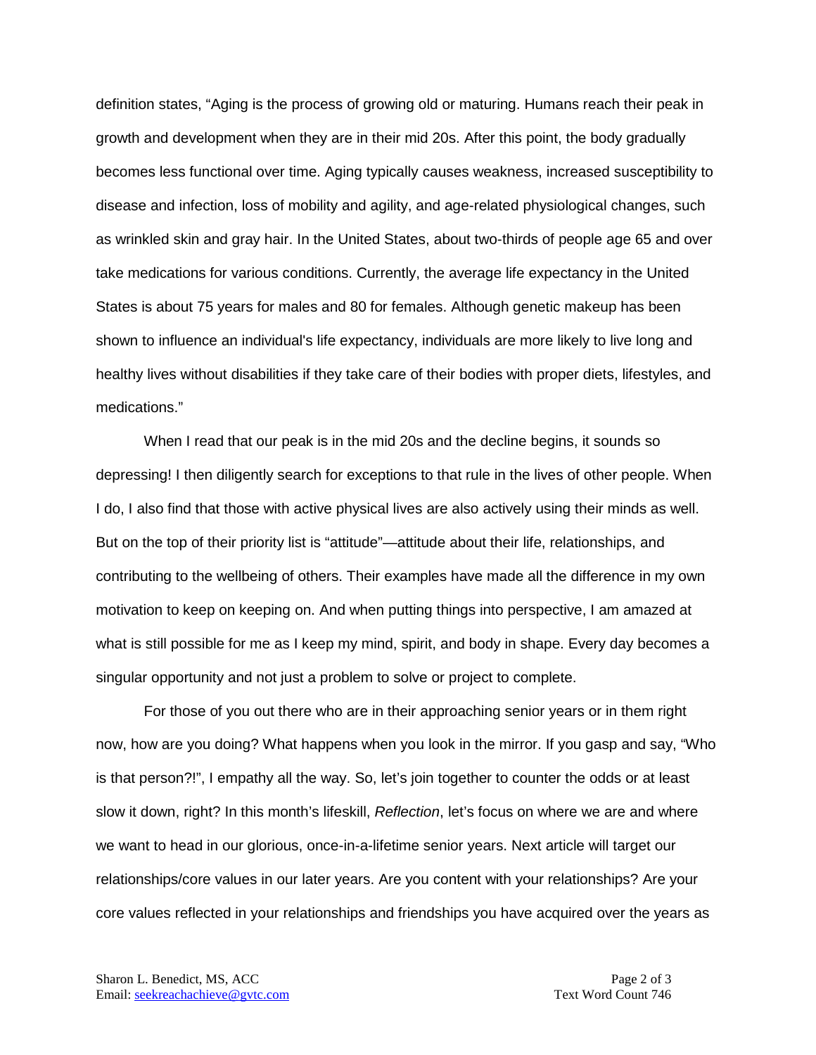definition states, "Aging is the process of growing old or maturing. Humans reach their peak in growth and development when they are in their mid 20s. After this point, the body gradually becomes less functional over time. Aging typically causes weakness, increased susceptibility to disease and infection, loss of mobility and agility, and age-related physiological changes, such as wrinkled skin and gray hair. In the United States, about two-thirds of people age 65 and over take medications for various conditions. Currently, the average life expectancy in the United States is about 75 years for males and 80 for females. Although genetic makeup has been shown to influence an individual's life expectancy, individuals are more likely to live long and healthy lives without disabilities if they take care of their bodies with proper diets, lifestyles, and medications."

When I read that our peak is in the mid 20s and the decline begins, it sounds so depressing! I then diligently search for exceptions to that rule in the lives of other people. When I do, I also find that those with active physical lives are also actively using their minds as well. But on the top of their priority list is "attitude"—attitude about their life, relationships, and contributing to the wellbeing of others. Their examples have made all the difference in my own motivation to keep on keeping on. And when putting things into perspective, I am amazed at what is still possible for me as I keep my mind, spirit, and body in shape. Every day becomes a singular opportunity and not just a problem to solve or project to complete.

For those of you out there who are in their approaching senior years or in them right now, how are you doing? What happens when you look in the mirror. If you gasp and say, "Who is that person?!", I empathy all the way. So, let's join together to counter the odds or at least slow it down, right? In this month's lifeskill, *Reflection*, let's focus on where we are and where we want to head in our glorious, once-in-a-lifetime senior years. Next article will target our relationships/core values in our later years. Are you content with your relationships? Are your core values reflected in your relationships and friendships you have acquired over the years as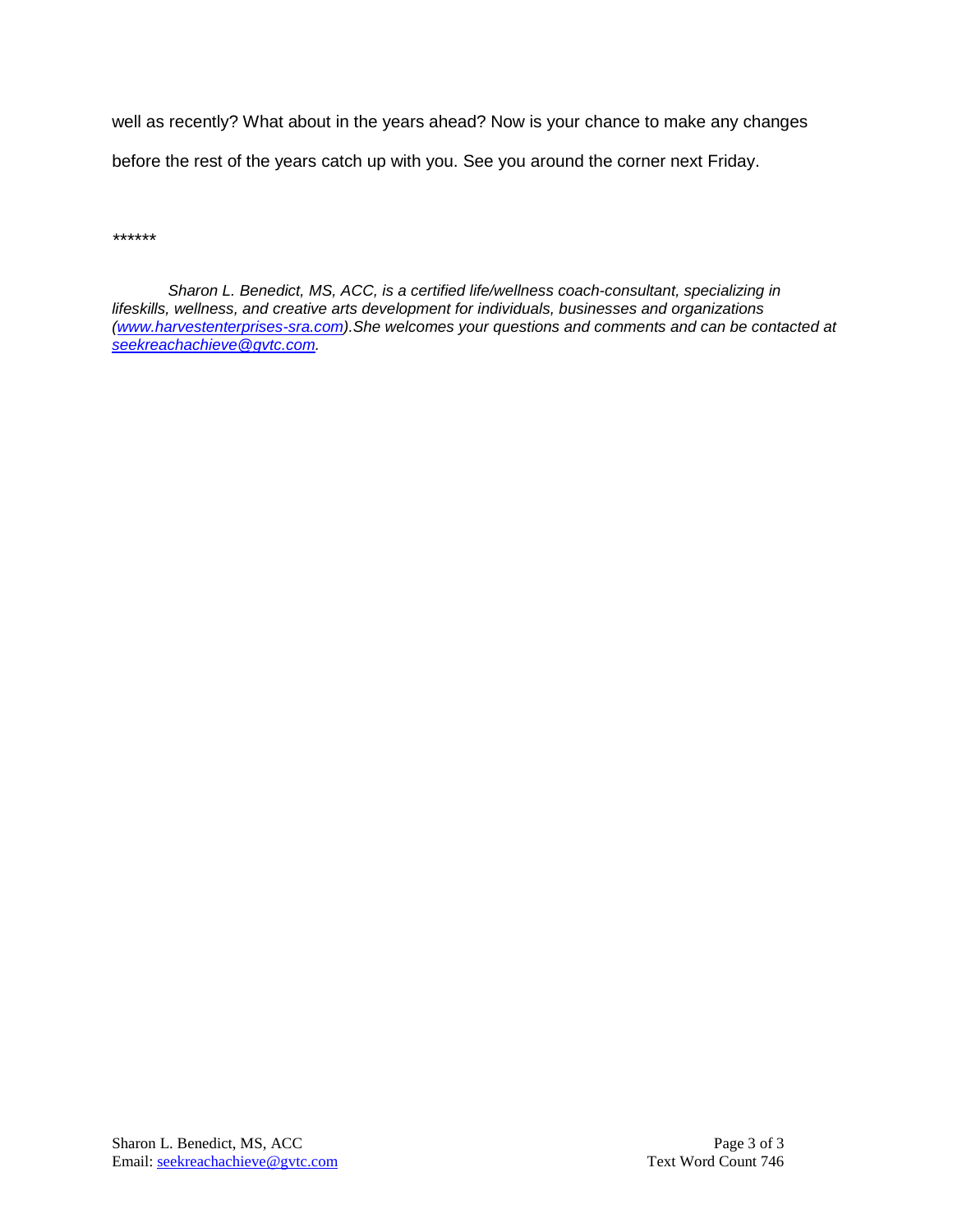well as recently? What about in the years ahead? Now is your chance to make any changes before the rest of the years catch up with you. See you around the corner next Friday.

*\*\*\*\*\*\**

*Sharon L. Benedict, MS, ACC, is a certified life/wellness coach-consultant, specializing in lifeskills, wellness, and creative arts development for individuals, businesses and organizations (www.harvestenterprises-sra.com).She welcomes your questions and comments and can be contacted at seekreachachieve@gvtc.com.*

Text Word Count 746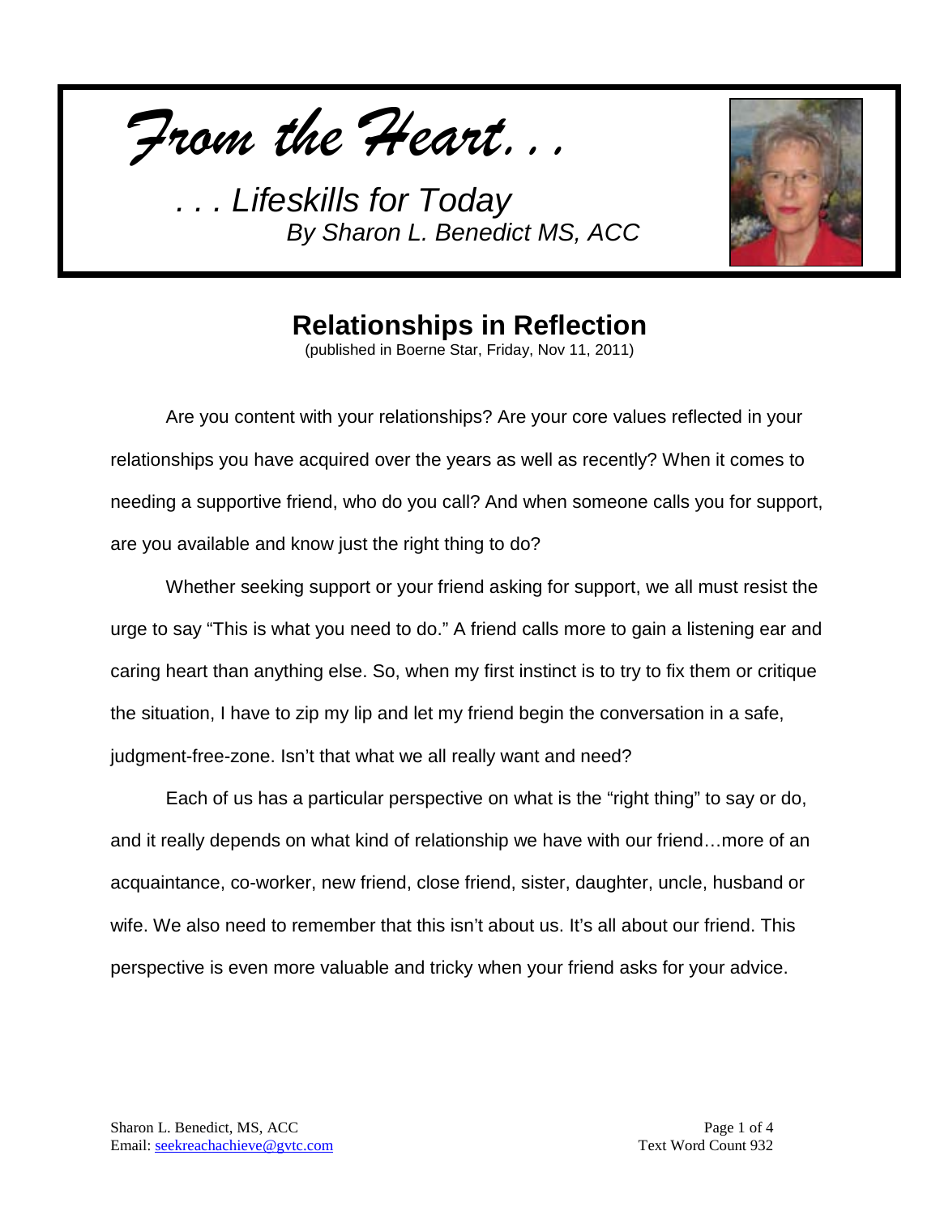*From the Heart...*

*. . . Lifeskills for Today*
*By Sharon L. Benedict MS, ACC*

# Relationships in Reflection

(published in Boerne Star, Friday, Nov 11, 2011)

Are you content with your relationships? Are your core values reflected in your relationships you have acquired over the years as well as recently? When it comes to needing a supportive friend, who do you call? And when someone calls you for support, are you available and know just the right thing to do?

Whether seeking support or your friend asking for support, we all must resist the urge to say "This is what you need to do." A friend calls more to gain a listening ear and caring heart than anything else. So, when my first instinct is to try to fix them or critique the situation, I have to zip my lip and let my friend begin the conversation in a safe, judgment-free-zone. Isn't that what we all really want and need?

Each of us has a particular perspective on what is the "right thing" to say or do, and it really depends on what kind of relationship we have with our friend…more of an acquaintance, co-worker, new friend, close friend, sister, daughter, uncle, husband or wife. We also need to remember that this isn't about us. It's all about our friend. This perspective is even more valuable and tricky when your friend asks for your advice.

Sharon L. Benedict, MS, ACC
Email: seekreachachieve@gvtc.com

Text Word Count 932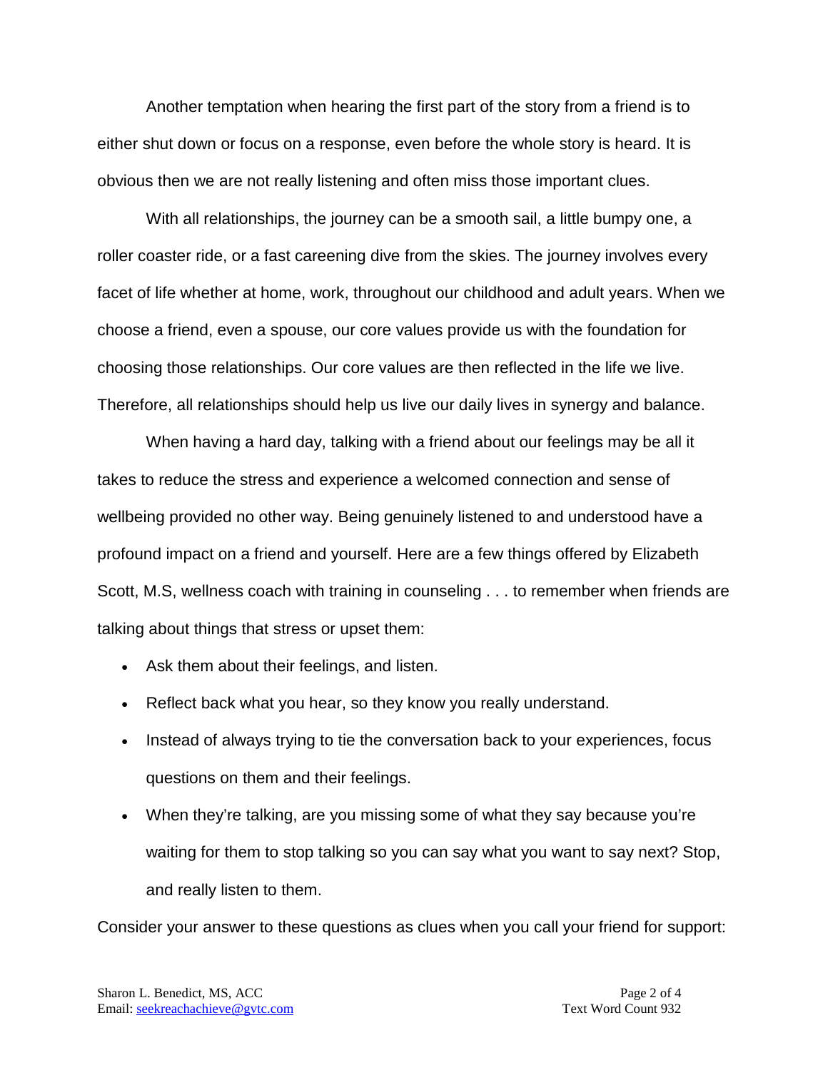Another temptation when hearing the first part of the story from a friend is to either shut down or focus on a response, even before the whole story is heard. It is obvious then we are not really listening and often miss those important clues.

With all relationships, the journey can be a smooth sail, a little bumpy one, a roller coaster ride, or a fast careening dive from the skies. The journey involves every facet of life whether at home, work, throughout our childhood and adult years. When we choose a friend, even a spouse, our core values provide us with the foundation for choosing those relationships. Our core values are then reflected in the life we live. Therefore, all relationships should help us live our daily lives in synergy and balance.

When having a hard day, talking with a friend about our feelings may be all it takes to reduce the stress and experience a welcomed connection and sense of wellbeing provided no other way. Being genuinely listened to and understood have a profound impact on a friend and yourself. Here are a few things offered by Elizabeth Scott, M.S, wellness coach with training in counseling . . . to remember when friends are talking about things that stress or upset them:

- Ask them about their feelings, and listen.
- Reflect back what you hear, so they know you really understand.
- Instead of always trying to tie the conversation back to your experiences, focus questions on them and their feelings.
- When they're talking, are you missing some of what they say because you're waiting for them to stop talking so you can say what you want to say next? Stop, and really listen to them.

Consider your answer to these questions as clues when you call your friend for support: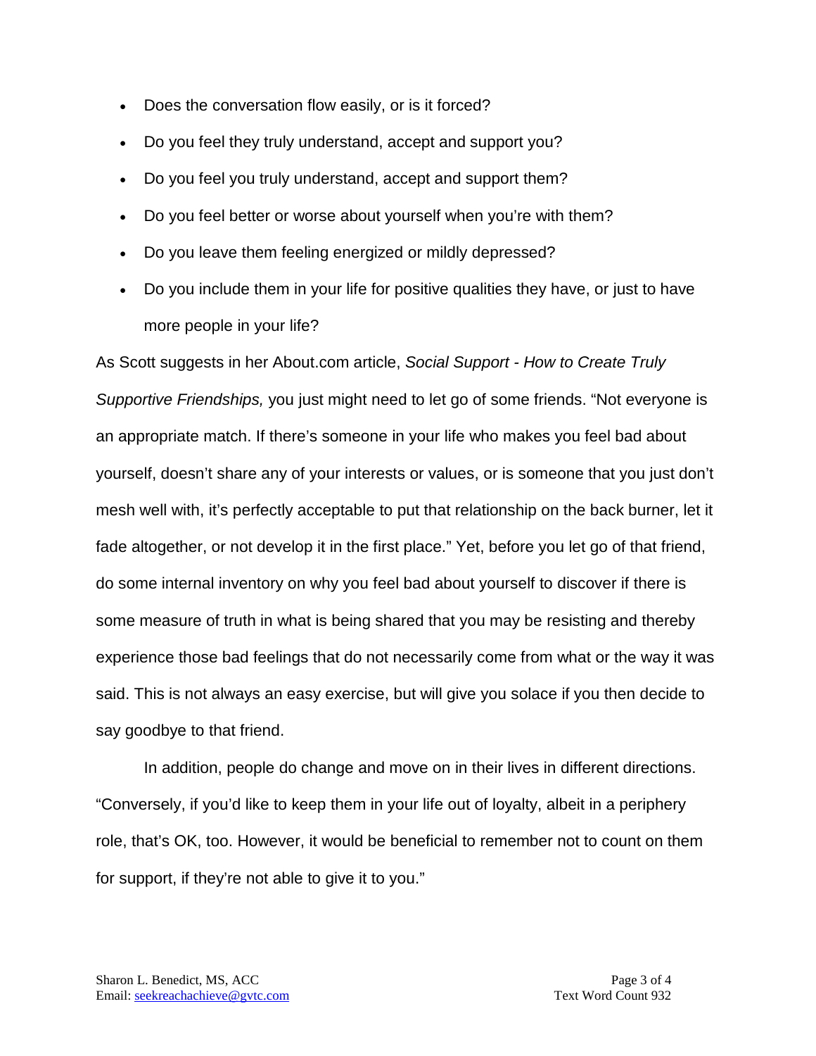- Does the conversation flow easily, or is it forced?
- Do you feel they truly understand, accept and support you?
- Do you feel you truly understand, accept and support them?
- Do you feel better or worse about yourself when you're with them?
- Do you leave them feeling energized or mildly depressed?
- Do you include them in your life for positive qualities they have, or just to have more people in your life?

As Scott suggests in her About.com article, *Social Support - How to Create Truly Supportive Friendships,* you just might need to let go of some friends. "Not everyone is an appropriate match. If there's someone in your life who makes you feel bad about yourself, doesn't share any of your interests or values, or is someone that you just don't mesh well with, it's perfectly acceptable to put that relationship on the back burner, let it fade altogether, or not develop it in the first place." Yet, before you let go of that friend, do some internal inventory on why you feel bad about yourself to discover if there is some measure of truth in what is being shared that you may be resisting and thereby experience those bad feelings that do not necessarily come from what or the way it was said. This is not always an easy exercise, but will give you solace if you then decide to say goodbye to that friend.

In addition, people do change and move on in their lives in different directions. "Conversely, if you'd like to keep them in your life out of loyalty, albeit in a periphery role, that's OK, too. However, it would be beneficial to remember not to count on them for support, if they're not able to give it to you."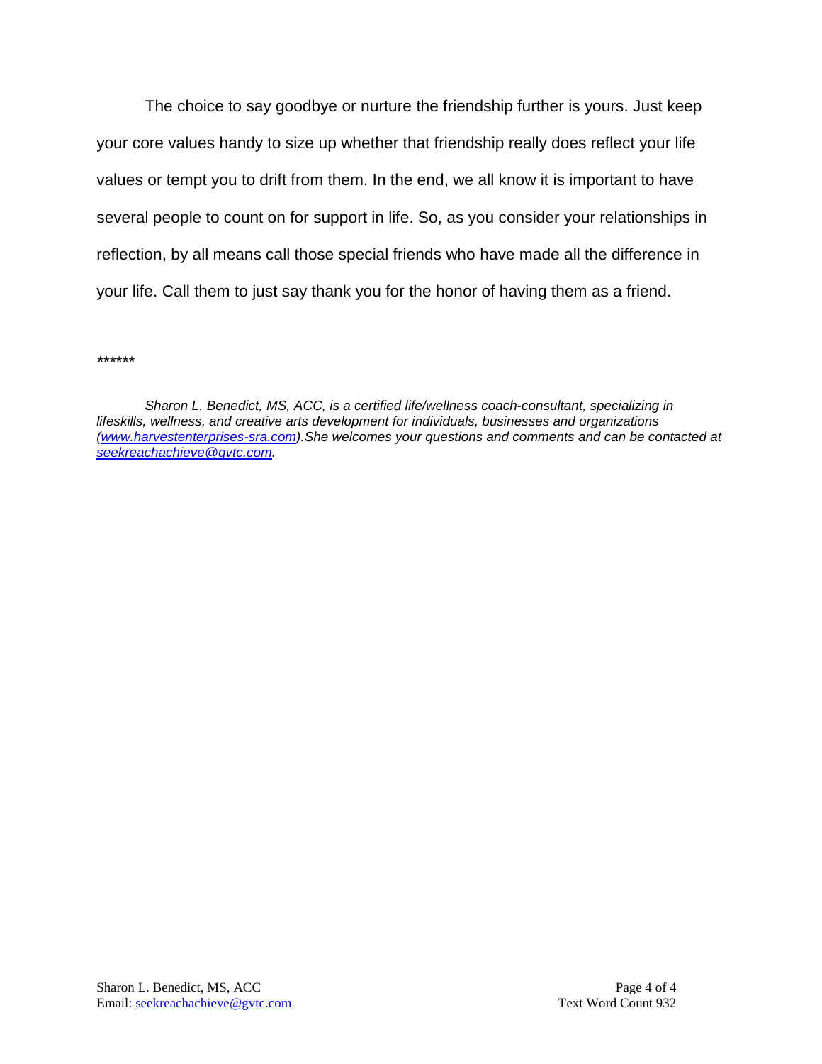The choice to say goodbye or nurture the friendship further is yours. Just keep your core values handy to size up whether that friendship really does reflect your life values or tempt you to drift from them. In the end, we all know it is important to have several people to count on for support in life. So, as you consider your relationships in reflection, by all means call those special friends who have made all the difference in your life. Call them to just say thank you for the honor of having them as a friend.

*\*\*\*\*\*\**

*Sharon L. Benedict, MS, ACC, is a certified life/wellness coach-consultant, specializing in lifeskills, wellness, and creative arts development for individuals, businesses and organizations ([www.harvestenterprises-sra.com](http://www.harvestenterprises-sra.com)).She welcomes your questions and comments and can be contacted at [seekreachachieve@gvtc.com](mailto:seekreachachieve@gvtc.com).*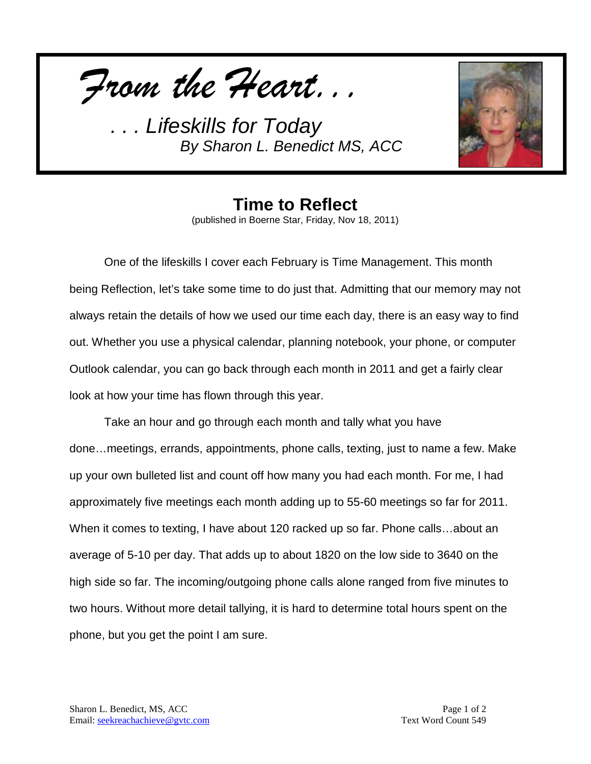*From the Heart…*

*. . . Lifeskills for Today*
*By Sharon L. Benedict MS, ACC*

# Time to Reflect

(published in Boerne Star, Friday, Nov 18, 2011)

One of the lifeskills I cover each February is Time Management. This month being Reflection, let's take some time to do just that. Admitting that our memory may not always retain the details of how we used our time each day, there is an easy way to find out. Whether you use a physical calendar, planning notebook, your phone, or computer Outlook calendar, you can go back through each month in 2011 and get a fairly clear look at how your time has flown through this year.

Take an hour and go through each month and tally what you have done…meetings, errands, appointments, phone calls, texting, just to name a few. Make up your own bulleted list and count off how many you had each month. For me, I had approximately five meetings each month adding up to 55-60 meetings so far for 2011. When it comes to texting, I have about 120 racked up so far. Phone calls…about an average of 5-10 per day. That adds up to about 1820 on the low side to 3640 on the high side so far. The incoming/outgoing phone calls alone ranged from five minutes to two hours. Without more detail tallying, it is hard to determine total hours spent on the phone, but you get the point I am sure.

Sharon L. Benedict, MS, ACC
Email: seekreachachieve@gvtc.com

Text Word Count 549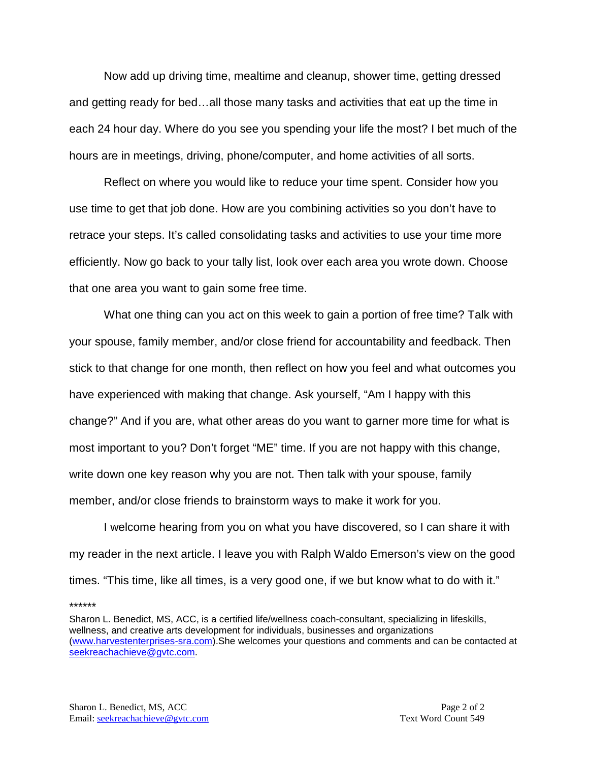Now add up driving time, mealtime and cleanup, shower time, getting dressed and getting ready for bed…all those many tasks and activities that eat up the time in each 24 hour day. Where do you see you spending your life the most? I bet much of the hours are in meetings, driving, phone/computer, and home activities of all sorts.

Reflect on where you would like to reduce your time spent. Consider how you use time to get that job done. How are you combining activities so you don't have to retrace your steps. It's called consolidating tasks and activities to use your time more efficiently. Now go back to your tally list, look over each area you wrote down. Choose that one area you want to gain some free time.

What one thing can you act on this week to gain a portion of free time? Talk with your spouse, family member, and/or close friend for accountability and feedback. Then stick to that change for one month, then reflect on how you feel and what outcomes you have experienced with making that change. Ask yourself, "Am I happy with this change?" And if you are, what other areas do you want to garner more time for what is most important to you? Don't forget "ME" time. If you are not happy with this change, write down one key reason why you are not. Then talk with your spouse, family member, and/or close friends to brainstorm ways to make it work for you.

I welcome hearing from you on what you have discovered, so I can share it with my reader in the next article. I leave you with Ralph Waldo Emerson's view on the good times. "This time, like all times, is a very good one, if we but know what to do with it."

******

Sharon L. Benedict, MS, ACC, is a certified life/wellness coach-consultant, specializing in lifeskills, wellness, and creative arts development for individuals, businesses and organizations (www.harvestenterprises-sra.com).She welcomes your questions and comments and can be contacted at seekreachachieve@gvtc.com.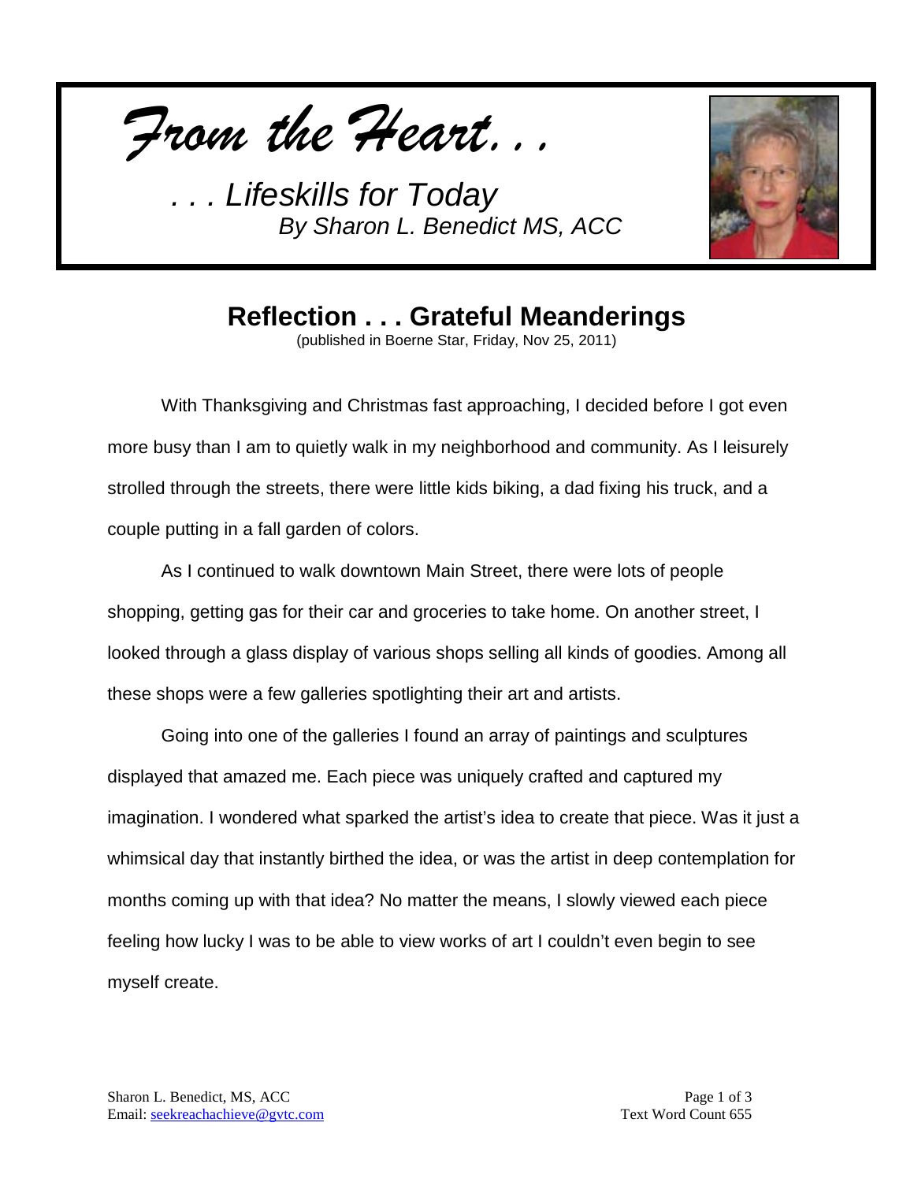*From the Heart. . .*

*. . . Lifeskills for Today*
*By Sharon L. Benedict MS, ACC*

# Reflection . . . Grateful Meanderings

(published in Boerne Star, Friday, Nov 25, 2011)

With Thanksgiving and Christmas fast approaching, I decided before I got even more busy than I am to quietly walk in my neighborhood and community. As I leisurely strolled through the streets, there were little kids biking, a dad fixing his truck, and a couple putting in a fall garden of colors.

As I continued to walk downtown Main Street, there were lots of people shopping, getting gas for their car and groceries to take home. On another street, I looked through a glass display of various shops selling all kinds of goodies. Among all these shops were a few galleries spotlighting their art and artists.

Going into one of the galleries I found an array of paintings and sculptures displayed that amazed me. Each piece was uniquely crafted and captured my imagination. I wondered what sparked the artist's idea to create that piece. Was it just a whimsical day that instantly birthed the idea, or was the artist in deep contemplation for months coming up with that idea? No matter the means, I slowly viewed each piece feeling how lucky I was to be able to view works of art I couldn't even begin to see myself create.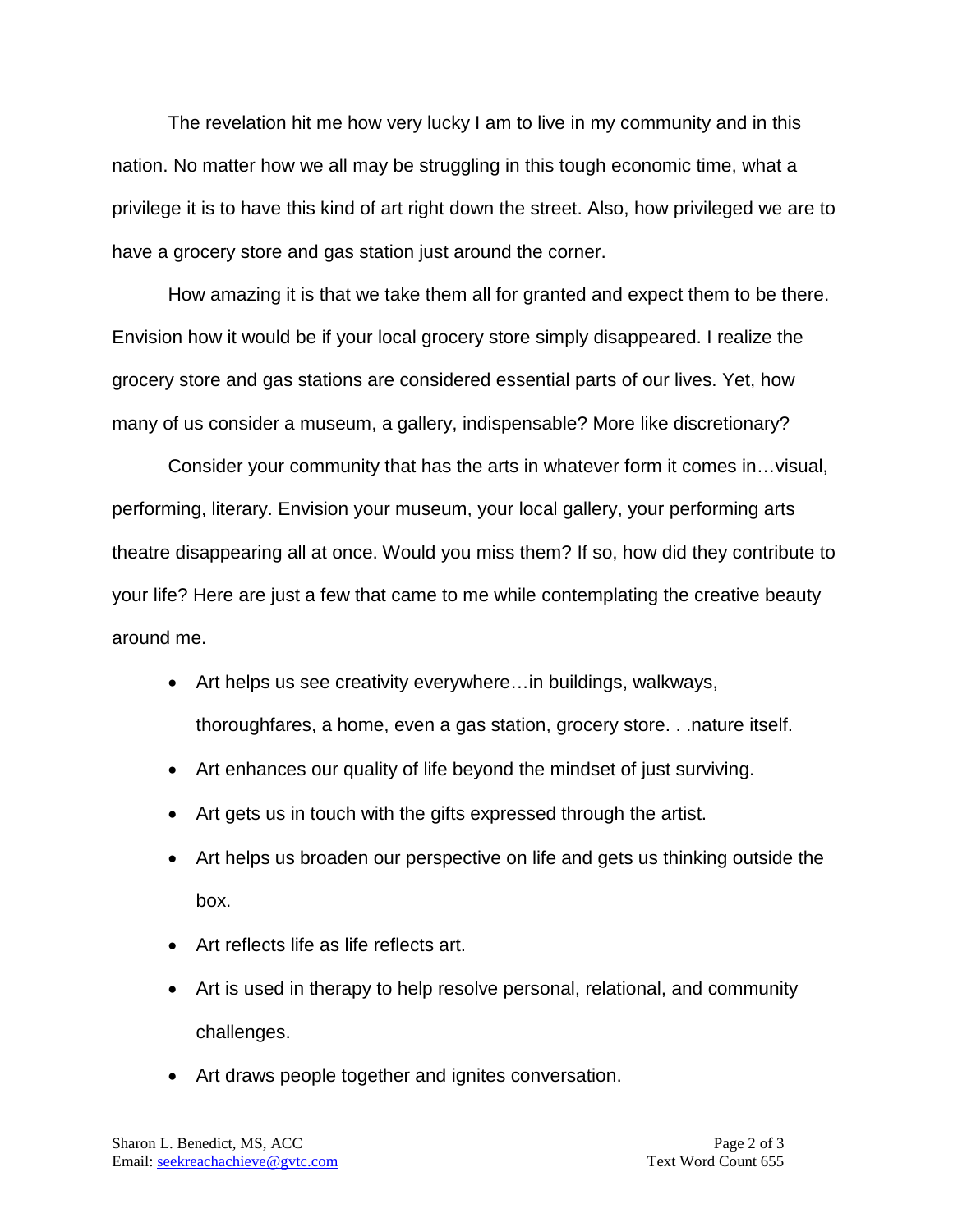The revelation hit me how very lucky I am to live in my community and in this nation. No matter how we all may be struggling in this tough economic time, what a privilege it is to have this kind of art right down the street. Also, how privileged we are to have a grocery store and gas station just around the corner.

How amazing it is that we take them all for granted and expect them to be there. Envision how it would be if your local grocery store simply disappeared. I realize the grocery store and gas stations are considered essential parts of our lives. Yet, how many of us consider a museum, a gallery, indispensable? More like discretionary?

Consider your community that has the arts in whatever form it comes in…visual, performing, literary. Envision your museum, your local gallery, your performing arts theatre disappearing all at once. Would you miss them? If so, how did they contribute to your life? Here are just a few that came to me while contemplating the creative beauty around me.

- Art helps us see creativity everywhere…in buildings, walkways, thoroughfares, a home, even a gas station, grocery store. . .nature itself.
- Art enhances our quality of life beyond the mindset of just surviving.
- Art gets us in touch with the gifts expressed through the artist.
- Art helps us broaden our perspective on life and gets us thinking outside the box.
- Art reflects life as life reflects art.
- Art is used in therapy to help resolve personal, relational, and community challenges.
- Art draws people together and ignites conversation.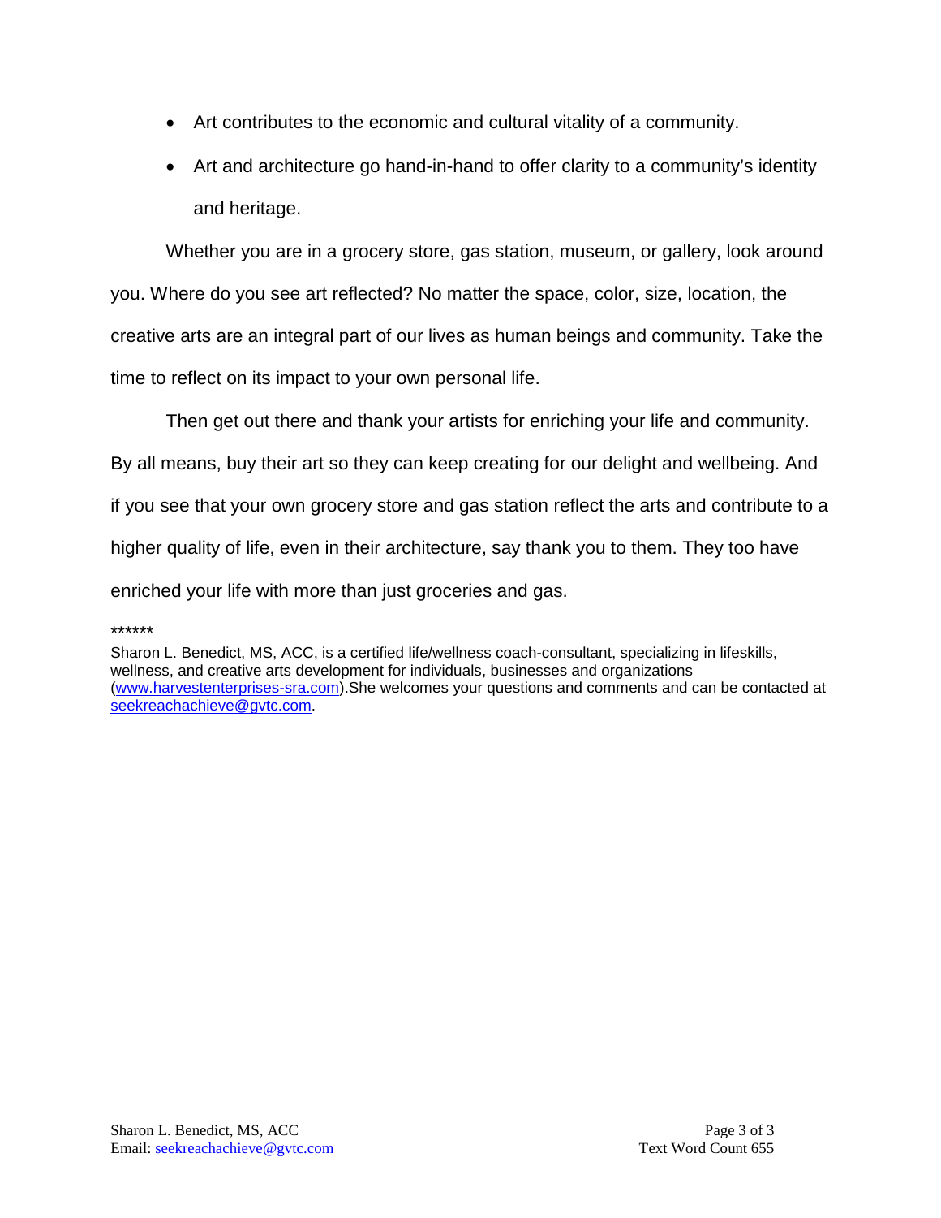- Art contributes to the economic and cultural vitality of a community.
- Art and architecture go hand-in-hand to offer clarity to a community's identity and heritage.

Whether you are in a grocery store, gas station, museum, or gallery, look around you. Where do you see art reflected? No matter the space, color, size, location, the creative arts are an integral part of our lives as human beings and community. Take the time to reflect on its impact to your own personal life.

Then get out there and thank your artists for enriching your life and community. By all means, buy their art so they can keep creating for our delight and wellbeing. And if you see that your own grocery store and gas station reflect the arts and contribute to a higher quality of life, even in their architecture, say thank you to them. They too have enriched your life with more than just groceries and gas.

******

Sharon L. Benedict, MS, ACC, is a certified life/wellness coach-consultant, specializing in lifeskills, wellness, and creative arts development for individuals, businesses and organizations (www.harvestenterprises-sra.com).She welcomes your questions and comments and can be contacted at seekreachachieve@gvtc.com.

Text Word Count 655